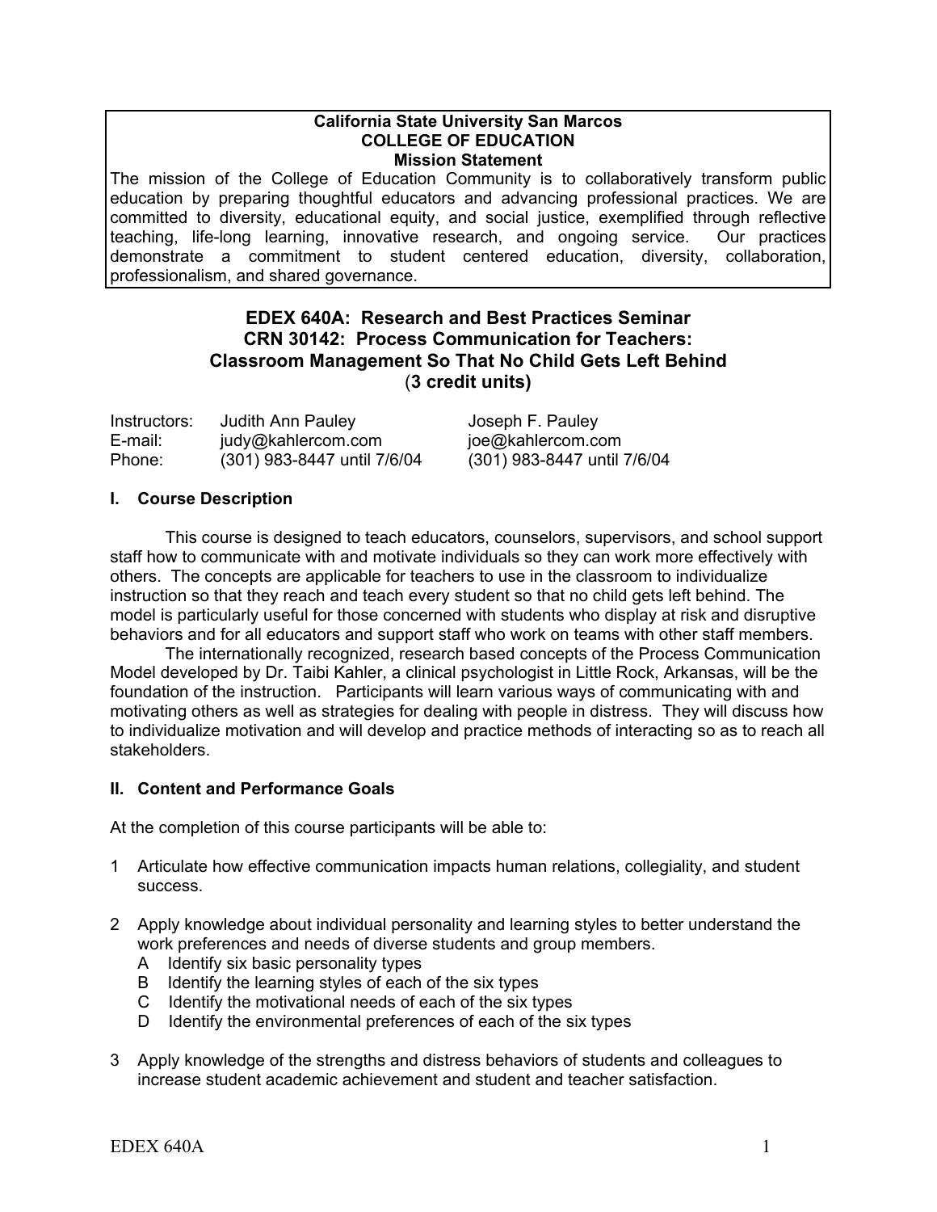**California State University San Marcos**
**COLLEGE OF EDUCATION**
**Mission Statement**

The mission of the College of Education Community is to collaboratively transform public education by preparing thoughtful educators and advancing professional practices. We are committed to diversity, educational equity, and social justice, exemplified through reflective teaching, life-long learning, innovative research, and ongoing service. Our practices demonstrate a commitment to student centered education, diversity, collaboration, professionalism, and shared governance.

# EDEX 640A: Research and Best Practices Seminar
## CRN 30142: Process Communication for Teachers: Classroom Management So That No Child Gets Left Behind
**(3 credit units)**

| | | |
|---|---|---|
| Instructors: | Judith Ann Pauley | Joseph F. Pauley |
| E-mail: | judy@kahlercom.com | joe@kahlercom.com |
| Phone: | (301) 983-8447 until 7/6/04 | (301) 983-8447 until 7/6/04 |

### I. Course Description

This course is designed to teach educators, counselors, supervisors, and school support staff how to communicate with and motivate individuals so they can work more effectively with others. The concepts are applicable for teachers to use in the classroom to individualize instruction so that they reach and teach every student so that no child gets left behind. The model is particularly useful for those concerned with students who display at risk and disruptive behaviors and for all educators and support staff who work on teams with other staff members.

The internationally recognized, research based concepts of the Process Communication Model developed by Dr. Taibi Kahler, a clinical psychologist in Little Rock, Arkansas, will be the foundation of the instruction. Participants will learn various ways of communicating with and motivating others as well as strategies for dealing with people in distress. They will discuss how to individualize motivation and will develop and practice methods of interacting so as to reach all stakeholders.

### II. Content and Performance Goals

At the completion of this course participants will be able to:

1. Articulate how effective communication impacts human relations, collegiality, and student success.
2. Apply knowledge about individual personality and learning styles to better understand the work preferences and needs of diverse students and group members.
   - A Identify six basic personality types
   - B Identify the learning styles of each of the six types
   - C Identify the motivational needs of each of the six types
   - D Identify the environmental preferences of each of the six types
3. Apply knowledge of the strengths and distress behaviors of students and colleagues to increase student academic achievement and student and teacher satisfaction.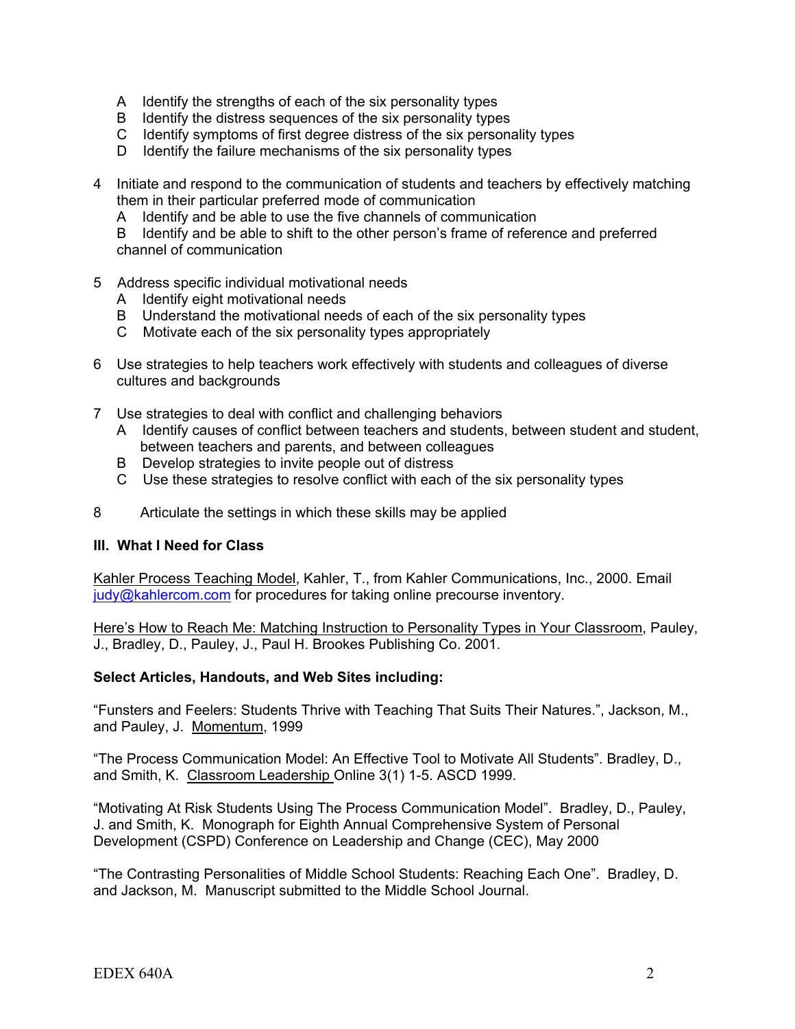A Identify the strengths of each of the six personality types
B Identify the distress sequences of the six personality types
C Identify symptoms of first degree distress of the six personality types
D Identify the failure mechanisms of the six personality types

4 Initiate and respond to the communication of students and teachers by effectively matching them in their particular preferred mode of communication
   A Identify and be able to use the five channels of communication
   B Identify and be able to shift to the other person's frame of reference and preferred channel of communication

5 Address specific individual motivational needs
   A Identify eight motivational needs
   B Understand the motivational needs of each of the six personality types
   C Motivate each of the six personality types appropriately

6 Use strategies to help teachers work effectively with students and colleagues of diverse cultures and backgrounds

7 Use strategies to deal with conflict and challenging behaviors
   A Identify causes of conflict between teachers and students, between student and student, between teachers and parents, and between colleagues
   B Develop strategies to invite people out of distress
   C Use these strategies to resolve conflict with each of the six personality types

8 Articulate the settings in which these skills may be applied

### III. What I Need for Class

Kahler Process Teaching Model, Kahler, T., from Kahler Communications, Inc., 2000. Email judy@kahlercom.com for procedures for taking online precourse inventory.

Here's How to Reach Me: Matching Instruction to Personality Types in Your Classroom, Pauley, J., Bradley, D., Pauley, J., Paul H. Brookes Publishing Co. 2001.

**Select Articles, Handouts, and Web Sites including:**

"Funsters and Feelers: Students Thrive with Teaching That Suits Their Natures.", Jackson, M., and Pauley, J. Momentum, 1999

"The Process Communication Model: An Effective Tool to Motivate All Students". Bradley, D., and Smith, K. Classroom Leadership Online 3(1) 1-5. ASCD 1999.

"Motivating At Risk Students Using The Process Communication Model". Bradley, D., Pauley, J. and Smith, K. Monograph for Eighth Annual Comprehensive System of Personal Development (CSPD) Conference on Leadership and Change (CEC), May 2000

"The Contrasting Personalities of Middle School Students: Reaching Each One". Bradley, D. and Jackson, M. Manuscript submitted to the Middle School Journal.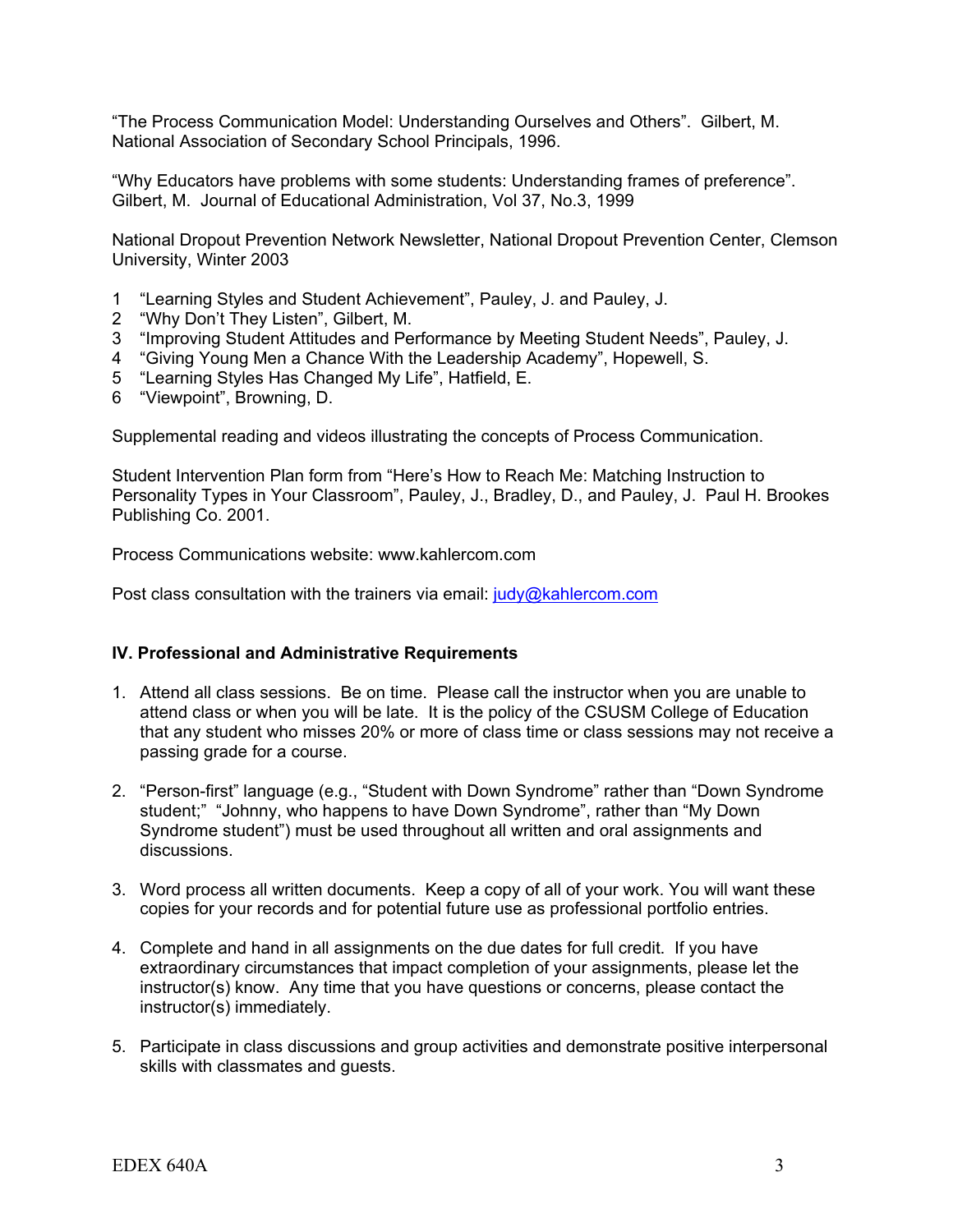"The Process Communication Model: Understanding Ourselves and Others". Gilbert, M. National Association of Secondary School Principals, 1996.

"Why Educators have problems with some students: Understanding frames of preference". Gilbert, M. Journal of Educational Administration, Vol 37, No.3, 1999

National Dropout Prevention Network Newsletter, National Dropout Prevention Center, Clemson University, Winter 2003

1 "Learning Styles and Student Achievement", Pauley, J. and Pauley, J.
2 "Why Don't They Listen", Gilbert, M.
3 "Improving Student Attitudes and Performance by Meeting Student Needs", Pauley, J.
4 "Giving Young Men a Chance With the Leadership Academy", Hopewell, S.
5 "Learning Styles Has Changed My Life", Hatfield, E.
6 "Viewpoint", Browning, D.

Supplemental reading and videos illustrating the concepts of Process Communication.

Student Intervention Plan form from "Here's How to Reach Me: Matching Instruction to Personality Types in Your Classroom", Pauley, J., Bradley, D., and Pauley, J. Paul H. Brookes Publishing Co. 2001.

Process Communications website: www.kahlercom.com

Post class consultation with the trainers via email: judy@kahlercom.com

### IV. Professional and Administrative Requirements

1. Attend all class sessions. Be on time. Please call the instructor when you are unable to attend class or when you will be late. It is the policy of the CSUSM College of Education that any student who misses 20% or more of class time or class sessions may not receive a passing grade for a course.

2. "Person-first" language (e.g., "Student with Down Syndrome" rather than "Down Syndrome student;" "Johnny, who happens to have Down Syndrome", rather than "My Down Syndrome student") must be used throughout all written and oral assignments and discussions.

3. Word process all written documents. Keep a copy of all of your work. You will want these copies for your records and for potential future use as professional portfolio entries.

4. Complete and hand in all assignments on the due dates for full credit. If you have extraordinary circumstances that impact completion of your assignments, please let the instructor(s) know. Any time that you have questions or concerns, please contact the instructor(s) immediately.

5. Participate in class discussions and group activities and demonstrate positive interpersonal skills with classmates and guests.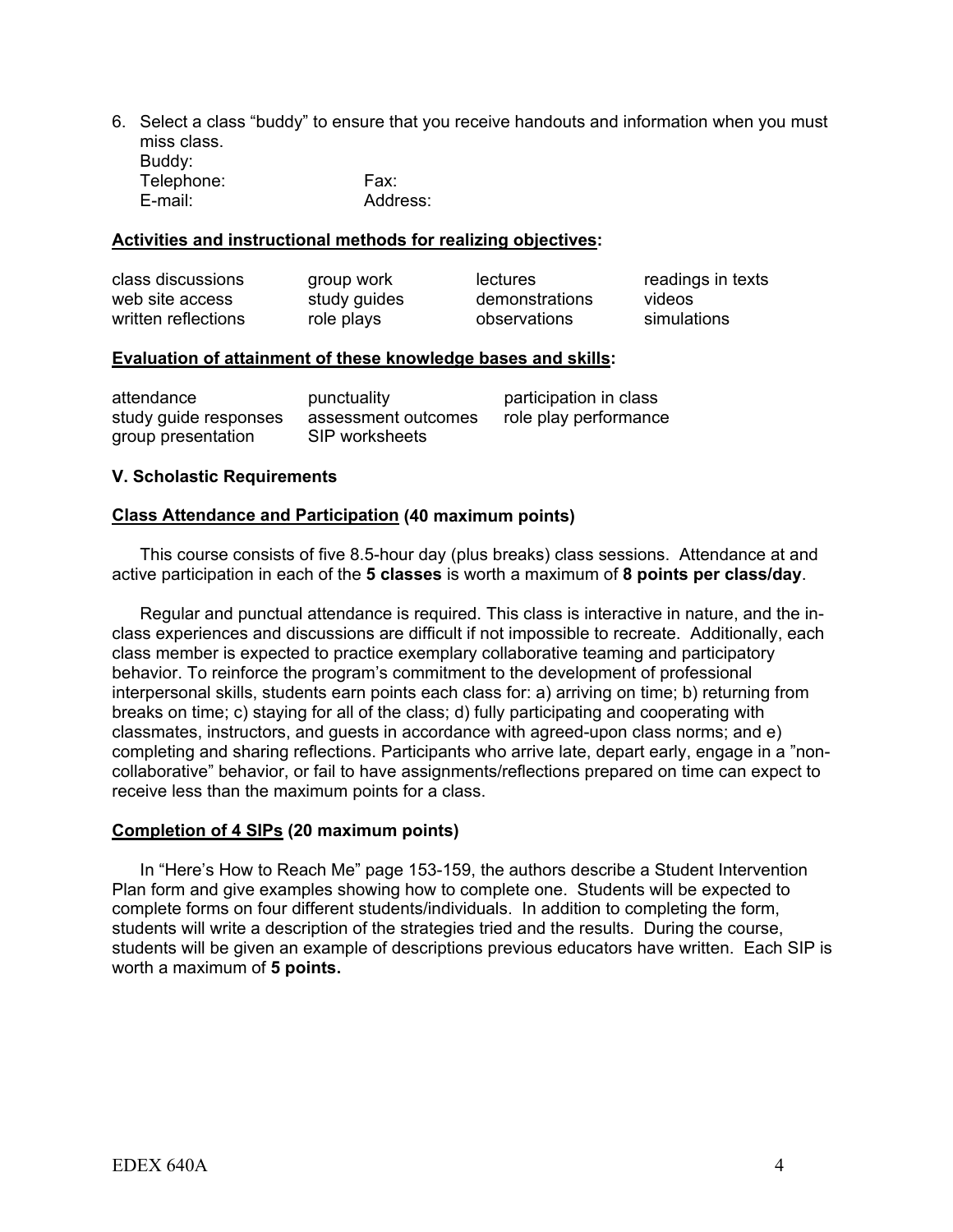6. Select a class "buddy" to ensure that you receive handouts and information when you must miss class.
   Buddy:
   Telephone: Fax:
   E-mail: Address:

**Activities and instructional methods for realizing objectives:**

| | | | |
|---|---|---|---|
| class discussions | group work | lectures | readings in texts |
| web site access | study guides | demonstrations | videos |
| written reflections | role plays | observations | simulations |

**Evaluation of attainment of these knowledge bases and skills:**

| | | |
|---|---|---|
| attendance | punctuality | participation in class |
| study guide responses | assessment outcomes | role play performance |
| group presentation | SIP worksheets | |

### V. Scholastic Requirements

**Class Attendance and Participation (40 maximum points)**

This course consists of five 8.5-hour day (plus breaks) class sessions. Attendance at and active participation in each of the **5 classes** is worth a maximum of **8 points per class/day**.

Regular and punctual attendance is required. This class is interactive in nature, and the in-class experiences and discussions are difficult if not impossible to recreate. Additionally, each class member is expected to practice exemplary collaborative teaming and participatory behavior. To reinforce the program's commitment to the development of professional interpersonal skills, students earn points each class for: a) arriving on time; b) returning from breaks on time; c) staying for all of the class; d) fully participating and cooperating with classmates, instructors, and guests in accordance with agreed-upon class norms; and e) completing and sharing reflections. Participants who arrive late, depart early, engage in a "non-collaborative" behavior, or fail to have assignments/reflections prepared on time can expect to receive less than the maximum points for a class.

**Completion of 4 SIPs (20 maximum points)**

In "Here's How to Reach Me" page 153-159, the authors describe a Student Intervention Plan form and give examples showing how to complete one. Students will be expected to complete forms on four different students/individuals. In addition to completing the form, students will write a description of the strategies tried and the results. During the course, students will be given an example of descriptions previous educators have written. Each SIP is worth a maximum of **5 points.**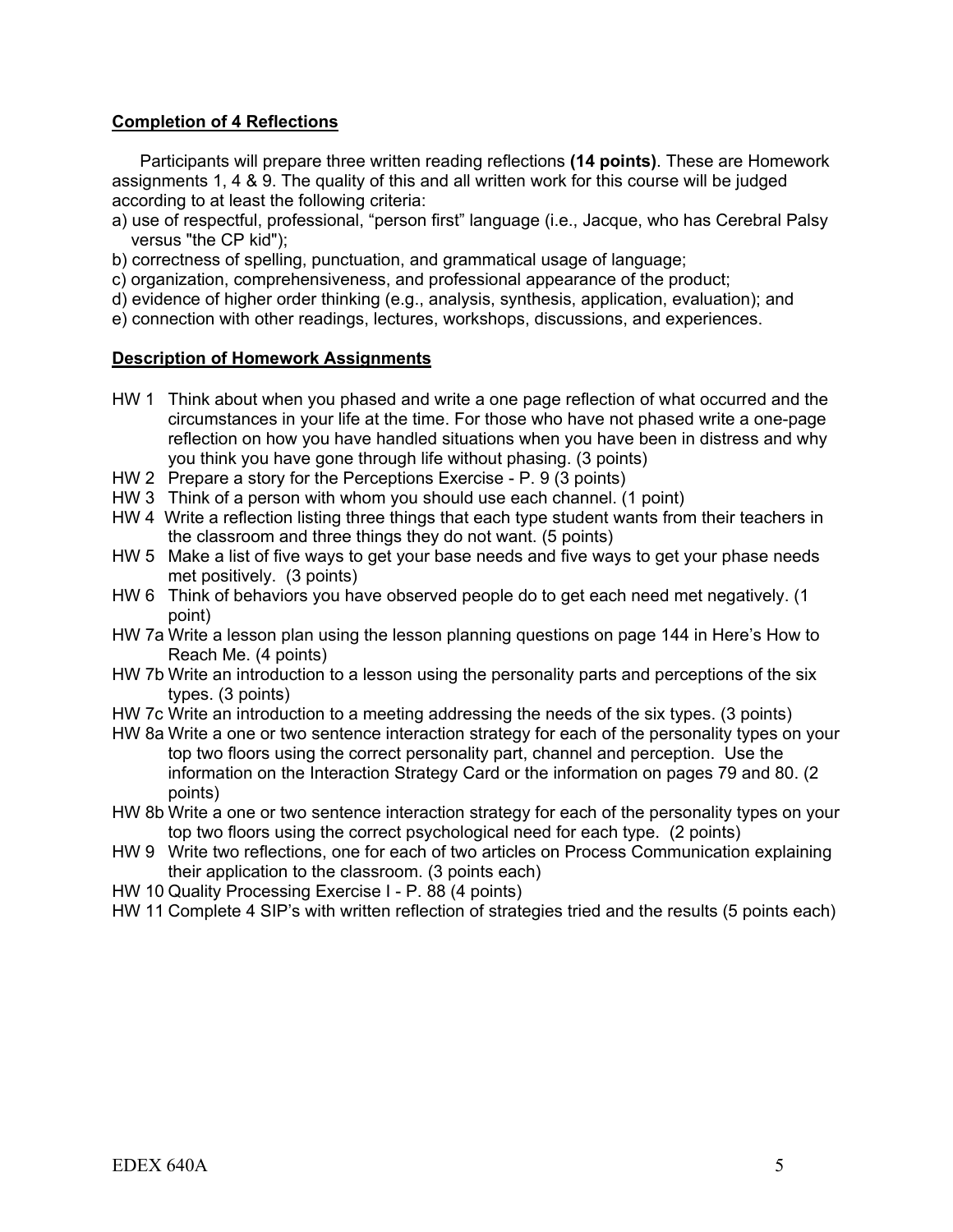**Completion of 4 Reflections**

Participants will prepare three written reading reflections **(14 points)**. These are Homework assignments 1, 4 & 9. The quality of this and all written work for this course will be judged according to at least the following criteria:

a) use of respectful, professional, “person first” language (i.e., Jacque, who has Cerebral Palsy versus "the CP kid");
b) correctness of spelling, punctuation, and grammatical usage of language;
c) organization, comprehensiveness, and professional appearance of the product;
d) evidence of higher order thinking (e.g., analysis, synthesis, application, evaluation); and
e) connection with other readings, lectures, workshops, discussions, and experiences.

**Description of Homework Assignments**

- HW 1 Think about when you phased and write a one page reflection of what occurred and the circumstances in your life at the time. For those who have not phased write a one-page reflection on how you have handled situations when you have been in distress and why you think you have gone through life without phasing. (3 points)
- HW 2 Prepare a story for the Perceptions Exercise - P. 9 (3 points)
- HW 3 Think of a person with whom you should use each channel. (1 point)
- HW 4 Write a reflection listing three things that each type student wants from their teachers in the classroom and three things they do not want. (5 points)
- HW 5 Make a list of five ways to get your base needs and five ways to get your phase needs met positively. (3 points)
- HW 6 Think of behaviors you have observed people do to get each need met negatively. (1 point)
- HW 7a Write a lesson plan using the lesson planning questions on page 144 in Here’s How to Reach Me. (4 points)
- HW 7b Write an introduction to a lesson using the personality parts and perceptions of the six types. (3 points)
- HW 7c Write an introduction to a meeting addressing the needs of the six types. (3 points)
- HW 8a Write a one or two sentence interaction strategy for each of the personality types on your top two floors using the correct personality part, channel and perception. Use the information on the Interaction Strategy Card or the information on pages 79 and 80. (2 points)
- HW 8b Write a one or two sentence interaction strategy for each of the personality types on your top two floors using the correct psychological need for each type. (2 points)
- HW 9 Write two reflections, one for each of two articles on Process Communication explaining their application to the classroom. (3 points each)
- HW 10 Quality Processing Exercise I - P. 88 (4 points)
- HW 11 Complete 4 SIP’s with written reflection of strategies tried and the results (5 points each)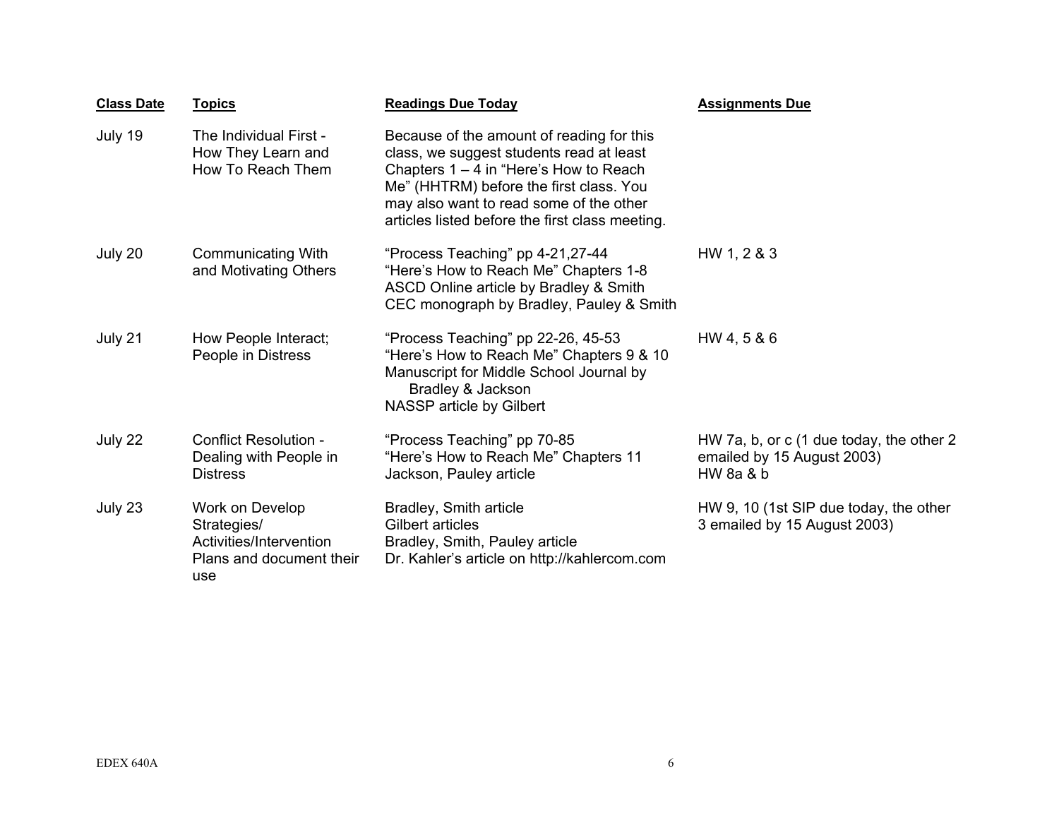| Class Date | Topics | Readings Due Today | Assignments Due |
|---|---|---|---|
| July 19 | The Individual First - How They Learn and How To Reach Them | Because of the amount of reading for this class, we suggest students read at least Chapters 1 – 4 in "Here's How to Reach Me" (HHTRM) before the first class. You may also want to read some of the other articles listed before the first class meeting. | |
| July 20 | Communicating With and Motivating Others | "Process Teaching" pp 4-21,27-44<br>"Here's How to Reach Me" Chapters 1-8<br>ASCD Online article by Bradley & Smith<br>CEC monograph by Bradley, Pauley & Smith | HW 1, 2 & 3 |
| July 21 | How People Interact; People in Distress | "Process Teaching" pp 22-26, 45-53<br>"Here's How to Reach Me" Chapters 9 & 10<br>Manuscript for Middle School Journal by Bradley & Jackson<br>NASSP article by Gilbert | HW 4, 5 & 6 |
| July 22 | Conflict Resolution - Dealing with People in Distress | "Process Teaching" pp 70-85<br>"Here's How to Reach Me" Chapters 11<br>Jackson, Pauley article | HW 7a, b, or c (1 due today, the other 2 emailed by 15 August 2003)<br>HW 8a & b |
| July 23 | Work on Develop Strategies/ Activities/Intervention Plans and document their use | Bradley, Smith article<br>Gilbert articles<br>Bradley, Smith, Pauley article<br>Dr. Kahler's article on http://kahlercom.com | HW 9, 10 (1st SIP due today, the other 3 emailed by 15 August 2003) |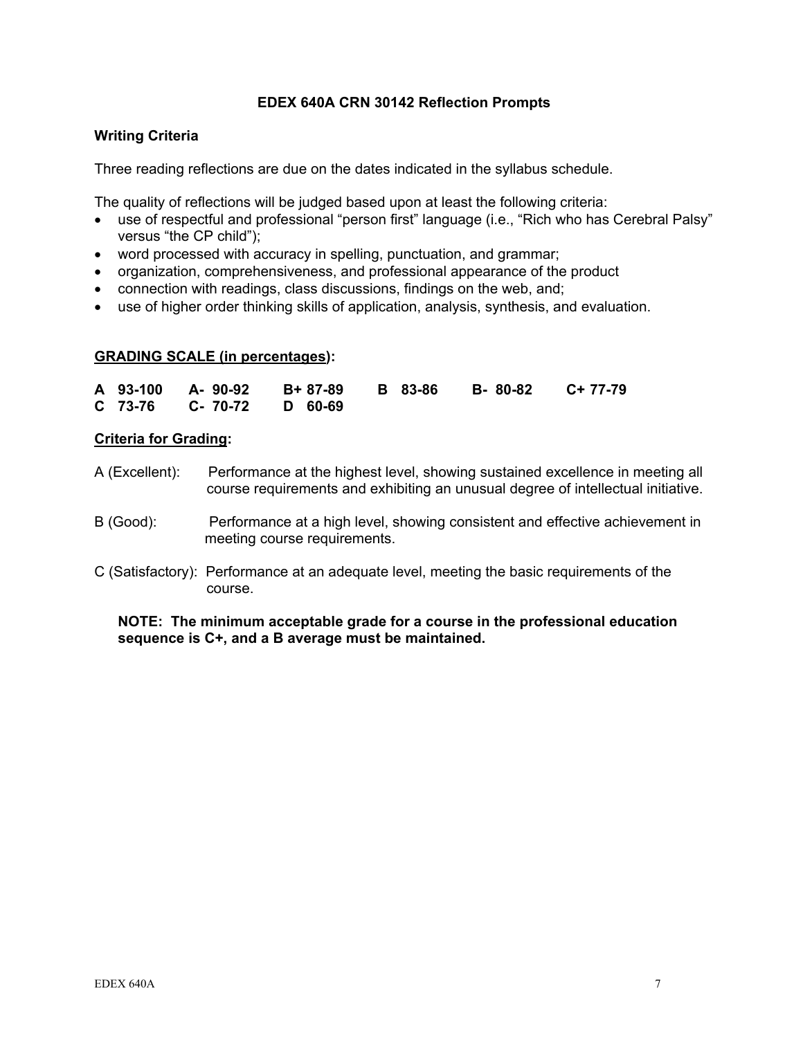## EDEX 640A CRN 30142 Reflection Prompts

### Writing Criteria

Three reading reflections are due on the dates indicated in the syllabus schedule.

The quality of reflections will be judged based upon at least the following criteria:

- use of respectful and professional "person first" language (i.e., "Rich who has Cerebral Palsy" versus "the CP child");
- word processed with accuracy in spelling, punctuation, and grammar;
- organization, comprehensiveness, and professional appearance of the product
- connection with readings, class discussions, findings on the web, and;
- use of higher order thinking skills of application, analysis, synthesis, and evaluation.

**GRADING SCALE (in percentages):**

| | | | | | |
|---|---|---|---|---|---|
| **A 93-100** | **A- 90-92** | **B+ 87-89** | **B 83-86** | **B- 80-82** | **C+ 77-79** |
| **C 73-76** | **C- 70-72** | **D 60-69** | | | |

**Criteria for Grading:**

A (Excellent): Performance at the highest level, showing sustained excellence in meeting all course requirements and exhibiting an unusual degree of intellectual initiative.

B (Good): Performance at a high level, showing consistent and effective achievement in meeting course requirements.

C (Satisfactory): Performance at an adequate level, meeting the basic requirements of the course.

**NOTE: The minimum acceptable grade for a course in the professional education sequence is C+, and a B average must be maintained.**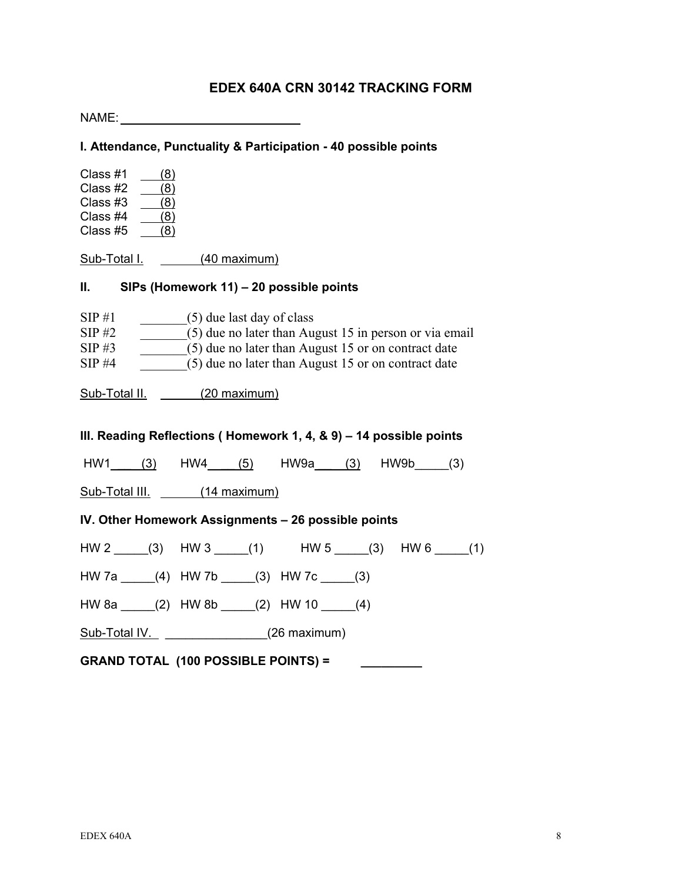# EDEX 640A CRN 30142 TRACKING FORM

NAME: ____________________________

### I. Attendance, Punctuality & Participation - 40 possible points

Class #1 ____(8)
Class #2 ____(8)
Class #3 ____(8)
Class #4 ____(8)
Class #5 ____(8)

Sub-Total I. ______(40 maximum)

### II. SIPs (Homework 11) – 20 possible points

SIP #1 _______(5) due last day of class
SIP #2 _______(5) due no later than August 15 in person or via email
SIP #3 _______(5) due no later than August 15 or on contract date
SIP #4 _______(5) due no later than August 15 or on contract date

Sub-Total II. ______(20 maximum)

### III. Reading Reflections ( Homework 1, 4, & 9) – 14 possible points

HW1_____(3) HW4_____(5) HW9a_____(3) HW9b_____(3)

Sub-Total III. ______(14 maximum)

### IV. Other Homework Assignments – 26 possible points

HW 2 _____(3) HW 3 _____(1) HW 5 _____(3) HW 6 _____(1)

HW 7a _____(4) HW 7b _____(3) HW 7c _____(3)

HW 8a _____(2) HW 8b _____(2) HW 10 _____(4)

Sub-Total IV. _______________(26 maximum)

**GRAND TOTAL (100 POSSIBLE POINTS) = _________**